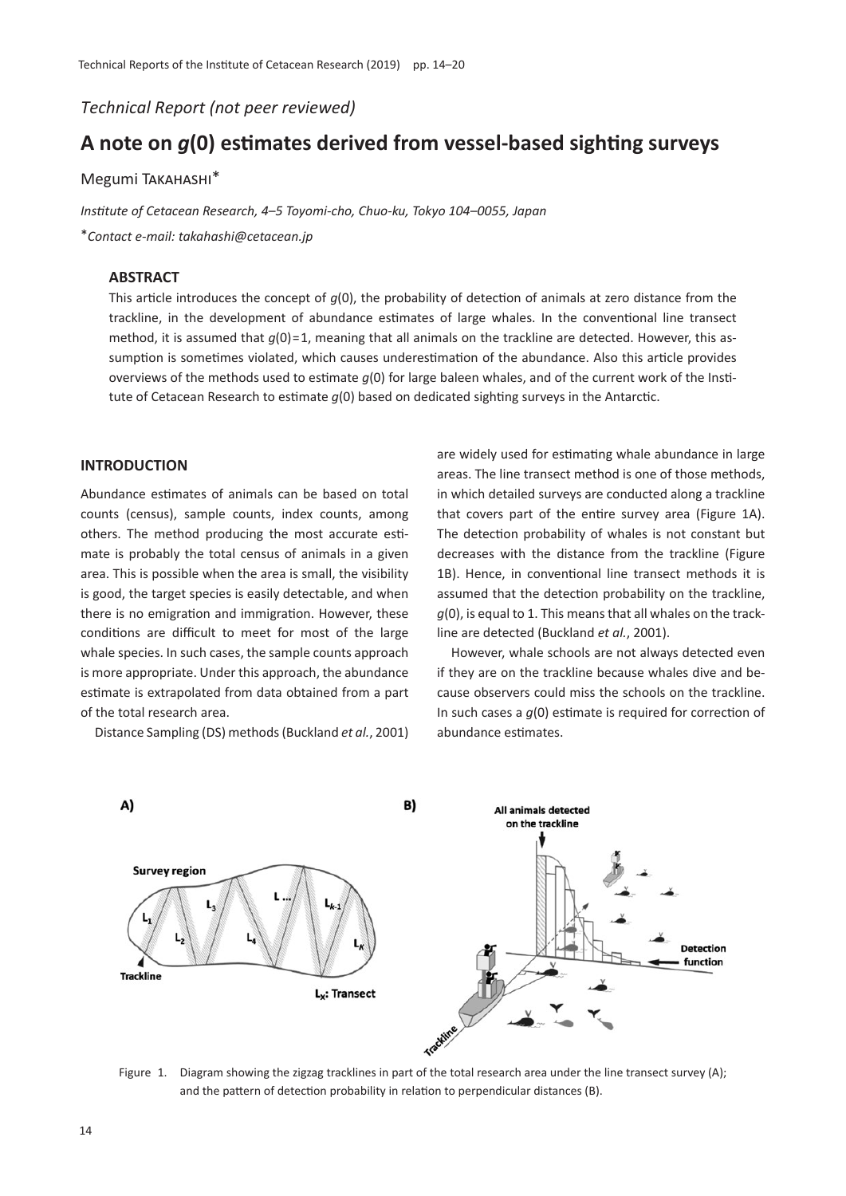*Technical Report (not peer reviewed)*

# A note on *g*(0) estimates derived from vessel-based sighting surveys

Megumi Takahashi*

*Institute of Cetacean Research, 4–5 Toyomi-cho, Chuo-ku, Tokyo 104–0055, Japan*

**Contact e-mail: takahashi@cetacean.jp*

### ABSTRACT

This article introduces the concept of *g*(0), the probability of detection of animals at zero distance from the trackline, in the development of abundance estimates of large whales. In the conventional line transect method, it is assumed that *g*(0)=1, meaning that all animals on the trackline are detected. However, this assumption is sometimes violated, which causes underestimation of the abundance. Also this article provides overviews of the methods used to estimate *g*(0) for large baleen whales, and of the current work of the Institute of Cetacean Research to estimate *g*(0) based on dedicated sighting surveys in the Antarctic.

## INTRODUCTION

Abundance estimates of animals can be based on total counts (census), sample counts, index counts, among others. The method producing the most accurate estimate is probably the total census of animals in a given area. This is possible when the area is small, the visibility is good, the target species is easily detectable, and when there is no emigration and immigration. However, these conditions are difficult to meet for most of the large whale species. In such cases, the sample counts approach is more appropriate. Under this approach, the abundance estimate is extrapolated from data obtained from a part of the total research area.

Distance Sampling (DS) methods (Buckland *et al.*, 2001) are widely used for estimating whale abundance in large areas. The line transect method is one of those methods, in which detailed surveys are conducted along a trackline that covers part of the entire survey area (Figure 1A). The detection probability of whales is not constant but decreases with the distance from the trackline (Figure 1B). Hence, in conventional line transect methods it is assumed that the detection probability on the trackline, *g*(0), is equal to 1. This means that all whales on the trackline are detected (Buckland *et al.*, 2001).

However, whale schools are not always detected even if they are on the trackline because whales dive and because observers could miss the schools on the trackline. In such cases a *g*(0) estimate is required for correction of abundance estimates.

Figure 1. Diagram showing the zigzag tracklines in part of the total research area under the line transect survey (A); and the pattern of detection probability in relation to perpendicular distances (B).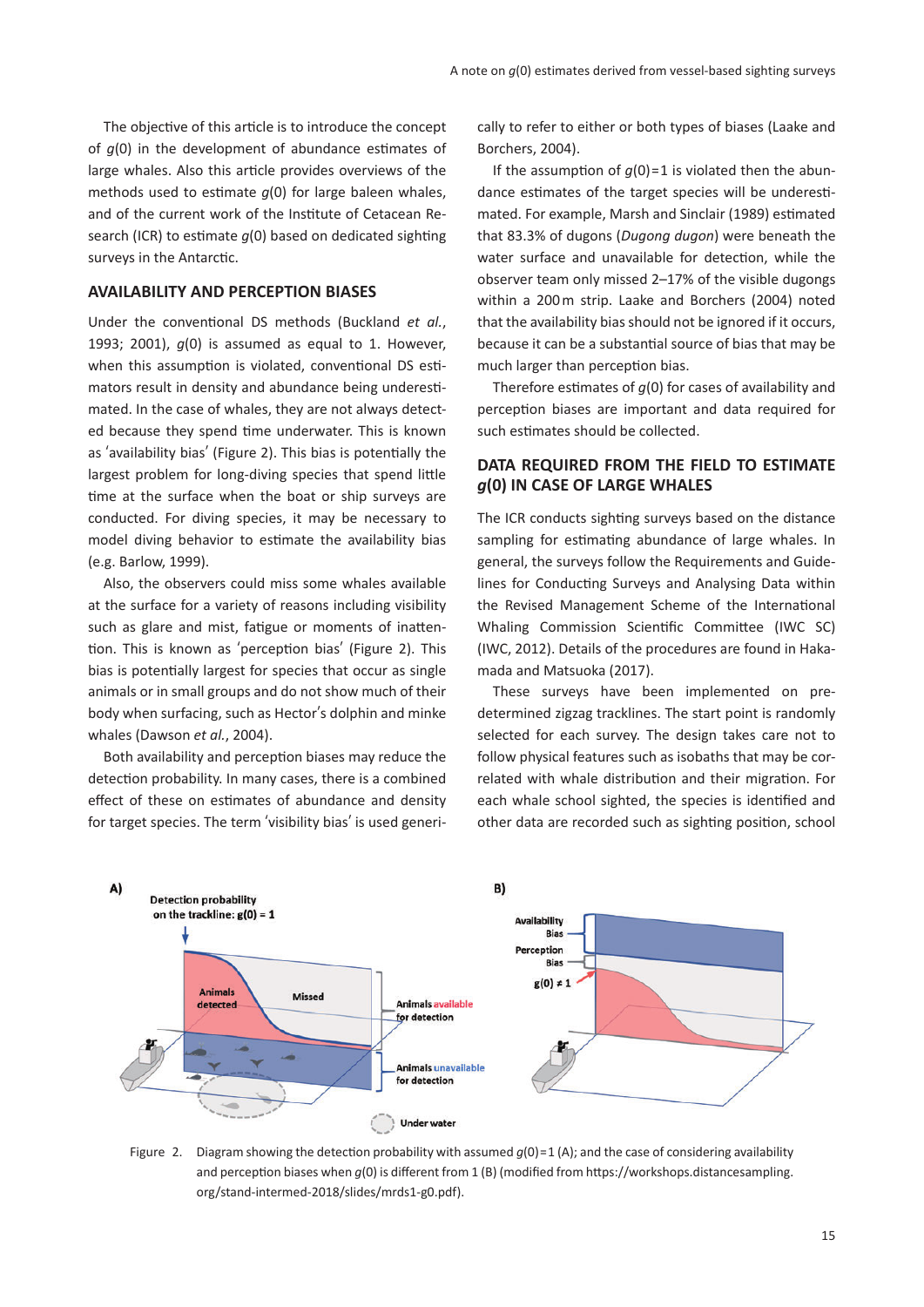The objective of this article is to introduce the concept of $g(0)$ in the development of abundance estimates of large whales. Also this article provides overviews of the methods used to estimate $g(0)$ for large baleen whales, and of the current work of the Institute of Cetacean Research (ICR) to estimate $g(0)$ based on dedicated sighting surveys in the Antarctic.

## AVAILABILITY AND PERCEPTION BIASES

Under the conventional DS methods (Buckland *et al.*, 1993; 2001), $g(0)$ is assumed as equal to 1. However, when this assumption is violated, conventional DS estimators result in density and abundance being underestimated. In the case of whales, they are not always detected because they spend time underwater. This is known as 'availability bias' (Figure 2). This bias is potentially the largest problem for long-diving species that spend little time at the surface when the boat or ship surveys are conducted. For diving species, it may be necessary to model diving behavior to estimate the availability bias (e.g. Barlow, 1999).

Also, the observers could miss some whales available at the surface for a variety of reasons including visibility such as glare and mist, fatigue or moments of inattention. This is known as 'perception bias' (Figure 2). This bias is potentially largest for species that occur as single animals or in small groups and do not show much of their body when surfacing, such as Hector's dolphin and minke whales (Dawson *et al.*, 2004).

Both availability and perception biases may reduce the detection probability. In many cases, there is a combined effect of these on estimates of abundance and density for target species. The term 'visibility bias' is used generically to refer to either or both types of biases (Laake and Borchers, 2004).

If the assumption of $g(0)=1$ is violated then the abundance estimates of the target species will be underestimated. For example, Marsh and Sinclair (1989) estimated that 83.3% of dugons (*Dugong dugon*) were beneath the water surface and unavailable for detection, while the observer team only missed 2–17% of the visible dugongs within a 200 m strip. Laake and Borchers (2004) noted that the availability bias should not be ignored if it occurs, because it can be a substantial source of bias that may be much larger than perception bias.

Therefore estimates of $g(0)$ for cases of availability and perception biases are important and data required for such estimates should be collected.

## DATA REQUIRED FROM THE FIELD TO ESTIMATE *g*(0) IN CASE OF LARGE WHALES

The ICR conducts sighting surveys based on the distance sampling for estimating abundance of large whales. In general, the surveys follow the Requirements and Guidelines for Conducting Surveys and Analysing Data within the Revised Management Scheme of the International Whaling Commission Scientific Committee (IWC SC) (IWC, 2012). Details of the procedures are found in Hakamada and Matsuoka (2017).

These surveys have been implemented on predetermined zigzag tracklines. The start point is randomly selected for each survey. The design takes care not to follow physical features such as isobaths that may be correlated with whale distribution and their migration. For each whale school sighted, the species is identified and other data are recorded such as sighting position, school

Figure 2. Diagram showing the detection probability with assumed $g(0)=1$ (A); and the case of considering availability and perception biases when $g(0)$ is different from 1 (B) (modified from https://workshops.distancesampling.org/stand-intermed-2018/slides/mrds1-g0.pdf).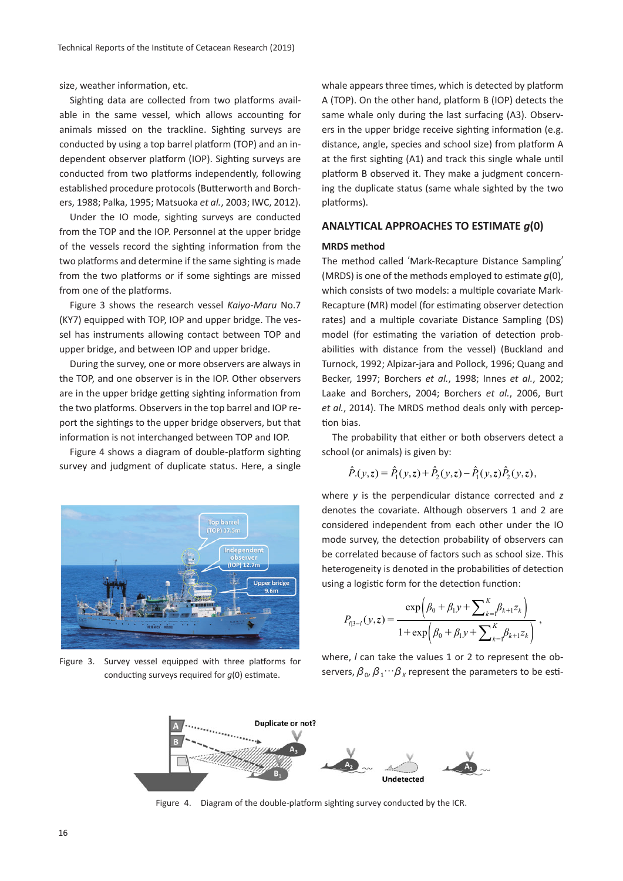size, weather information, etc.

Sighting data are collected from two platforms available in the same vessel, which allows accounting for animals missed on the trackline. Sighting surveys are conducted by using a top barrel platform (TOP) and an independent observer platform (IOP). Sighting surveys are conducted from two platforms independently, following established procedure protocols (Butterworth and Borchers, 1988; Palka, 1995; Matsuoka *et al.*, 2003; IWC, 2012).

Under the IO mode, sighting surveys are conducted from the TOP and the IOP. Personnel at the upper bridge of the vessels record the sighting information from the two platforms and determine if the same sighting is made from the two platforms or if some sightings are missed from one of the platforms.

Figure 3 shows the research vessel *Kaiyo-Maru* No.7 (KY7) equipped with TOP, IOP and upper bridge. The vessel has instruments allowing contact between TOP and upper bridge, and between IOP and upper bridge.

During the survey, one or more observers are always in the TOP, and one observer is in the IOP. Other observers are in the upper bridge getting sighting information from the two platforms. Observers in the top barrel and IOP report the sightings to the upper bridge observers, but that information is not interchanged between TOP and IOP.

Figure 4 shows a diagram of double-platform sighting survey and judgment of duplicate status. Here, a single whale appears three times, which is detected by platform A (TOP). On the other hand, platform B (IOP) detects the same whale only during the last surfacing (A3). Observers in the upper bridge receive sighting information (e.g. distance, angle, species and school size) from platform A at the first sighting (A1) and track this single whale until platform B observed it. They make a judgment concerning the duplicate status (same whale sighted by the two platforms).

Figure 3. Survey vessel equipped with three platforms for conducting surveys required for $g(0)$ estimate.

## ANALYTICAL APPROACHES TO ESTIMATE *g*(0)

### MRDS method

The method called 'Mark-Recapture Distance Sampling' (MRDS) is one of the methods employed to estimate $g(0)$, which consists of two models: a multiple covariate Mark-Recapture (MR) model (for estimating observer detection rates) and a multiple covariate Distance Sampling (DS) model (for estimating the variation of detection probabilities with distance from the vessel) (Buckland and Turnock, 1992; Alpizar-jara and Pollock, 1996; Quang and Becker, 1997; Borchers *et al.*, 1998; Innes *et al.*, 2002; Laake and Borchers, 2004; Borchers *et al.*, 2006, Burt *et al.*, 2014). The MRDS method deals only with perception bias.

The probability that either or both observers detect a school (or animals) is given by:

$$\hat{P}_{\cdot}(y,z) = \hat{P}_1(y,z) + \hat{P}_2(y,z) - \hat{P}_1(y,z)\hat{P}_2(y,z),$$

where $y$ is the perpendicular distance corrected and $z$ denotes the covariate. Although observers 1 and 2 are considered independent from each other under the IO mode survey, the detection probability of observers can be correlated because of factors such as school size. This heterogeneity is denoted in the probabilities of detection using a logistic form for the detection function:

$$P_{l|3-l}(y,z) = \frac{\exp\left(\beta_0 + \beta_1 y + \sum_{k=1}^{K} \beta_{k+1} z_k\right)}{1 + \exp\left(\beta_0 + \beta_1 y + \sum_{k=1}^{K} \beta_{k+1} z_k\right)},$$

where, $l$ can take the values 1 or 2 to represent the observers, $\beta_0, \beta_1 \cdots \beta_K$ represent the parameters to be esti-

Figure 4. Diagram of the double-platform sighting survey conducted by the ICR.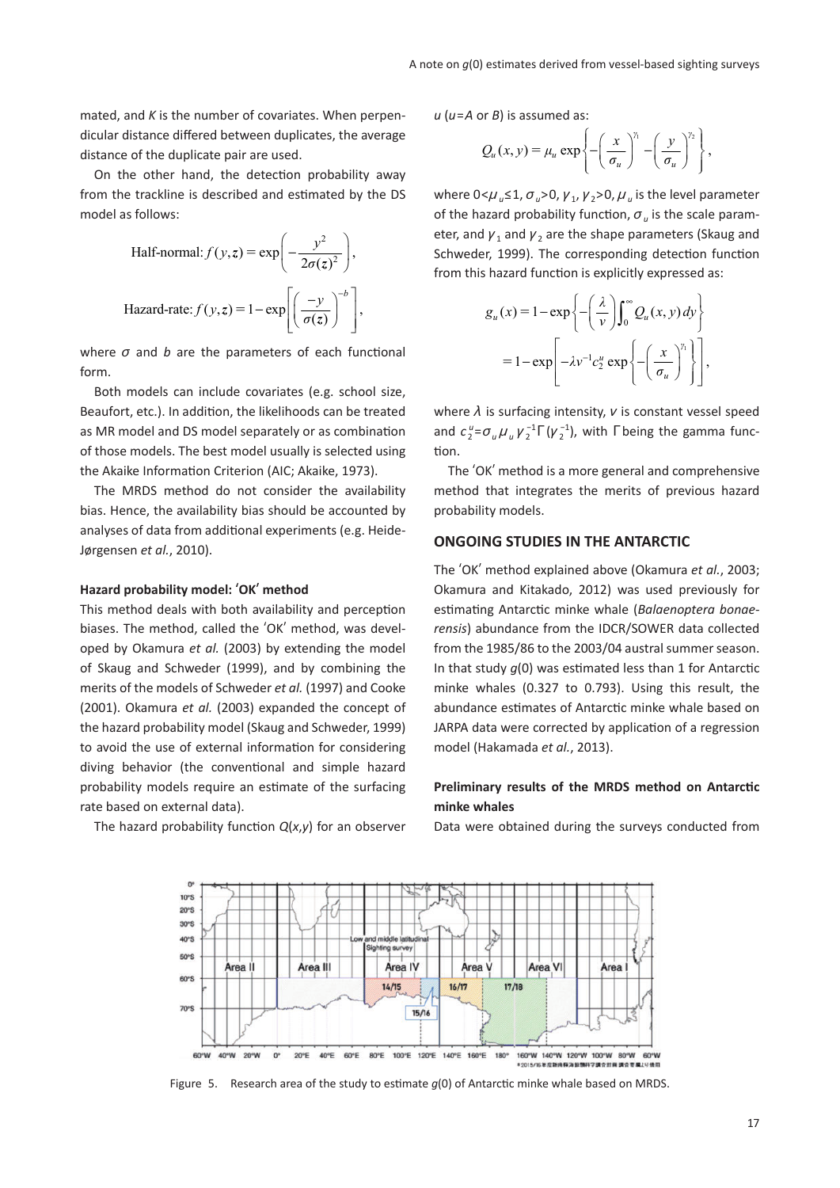mated, and $K$ is the number of covariates. When perpendicular distance differed between duplicates, the average distance of the duplicate pair are used.

On the other hand, the detection probability away from the trackline is described and estimated by the DS model as follows:

$$\text{Half-normal: } f(y,z) = \exp\left(-\frac{y^2}{2\sigma(z)^2}\right),$$

$$\text{Hazard-rate: } f(y,z) = 1 - \exp\left[\left(\frac{-y}{\sigma(z)}\right)^{-b}\right],$$

where $\sigma$ and $b$ are the parameters of each functional form.

Both models can include covariates (e.g. school size, Beaufort, etc.). In addition, the likelihoods can be treated as MR model and DS model separately or as combination of those models. The best model usually is selected using the Akaike Information Criterion (AIC; Akaike, 1973).

The MRDS method do not consider the availability bias. Hence, the availability bias should be accounted by analyses of data from additional experiments (e.g. Heide-Jørgensen *et al.*, 2010).

#### Hazard probability model: 'OK' method

This method deals with both availability and perception biases. The method, called the 'OK' method, was developed by Okamura *et al.* (2003) by extending the model of Skaug and Schweder (1999), and by combining the merits of the models of Schweder *et al.* (1997) and Cooke (2001). Okamura *et al.* (2003) expanded the concept of the hazard probability model (Skaug and Schweder, 1999) to avoid the use of external information for considering diving behavior (the conventional and simple hazard probability models require an estimate of the surfacing rate based on external data).

The hazard probability function $Q(x,y)$ for an observer $u$ ($u$=$A$ or $B$) is assumed as:

$$Q_u(x,y) = \mu_u \exp\left\{-\left(\frac{x}{\sigma_u}\right)^{\gamma_1} - \left(\frac{y}{\sigma_u}\right)^{\gamma_2}\right\},$$

where $0<\mu_u\leq 1$, $\sigma_u>0$, $\gamma_1$, $\gamma_2>0$, $\mu_u$ is the level parameter of the hazard probability function, $\sigma_u$ is the scale parameter, and $\gamma_1$ and $\gamma_2$ are the shape parameters (Skaug and Schweder, 1999). The corresponding detection function from this hazard function is explicitly expressed as:

$$g_u(x) = 1 - \exp\left\{-\left(\frac{\lambda}{v}\right)\int_0^\infty Q_u(x,y)\,dy\right\}$$
$$= 1 - \exp\left[-\lambda v^{-1} c_2^u \exp\left\{-\left(\frac{x}{\sigma_u}\right)^{\gamma_1}\right\}\right],$$

where $\lambda$ is surfacing intensity, $v$ is constant vessel speed and $c_2^u=\sigma_u\mu_u\gamma_2^{-1}\Gamma(\gamma_2^{-1})$, with $\Gamma$ being the gamma function.

The 'OK' method is a more general and comprehensive method that integrates the merits of previous hazard probability models.

## ONGOING STUDIES IN THE ANTARCTIC

The 'OK' method explained above (Okamura *et al.*, 2003; Okamura and Kitakado, 2012) was used previously for estimating Antarctic minke whale (*Balaenoptera bonaerensis*) abundance from the IDCR/SOWER data collected from the 1985/86 to the 2003/04 austral summer season. In that study $g(0)$ was estimated less than 1 for Antarctic minke whales (0.327 to 0.793). Using this result, the abundance estimates of Antarctic minke whale based on JARPA data were corrected by application of a regression model (Hakamada *et al.*, 2013).

#### Preliminary results of the MRDS method on Antarctic minke whales

Data were obtained during the surveys conducted from

Figure 5. Research area of the study to estimate $g(0)$ of Antarctic minke whale based on MRDS.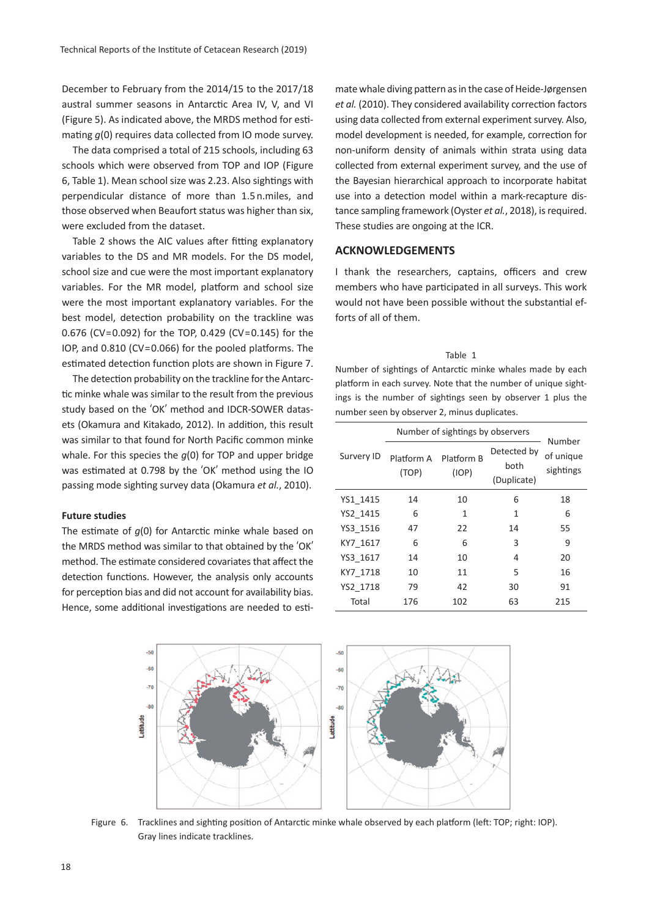December to February from the 2014/15 to the 2017/18 austral summer seasons in Antarctic Area IV, V, and VI (Figure 5). As indicated above, the MRDS method for estimating $g(0)$ requires data collected from IO mode survey.

The data comprised a total of 215 schools, including 63 schools which were observed from TOP and IOP (Figure 6, Table 1). Mean school size was 2.23. Also sightings with perpendicular distance of more than 1.5 n.miles, and those observed when Beaufort status was higher than six, were excluded from the dataset.

Table 2 shows the AIC values after fitting explanatory variables to the DS and MR models. For the DS model, school size and cue were the most important explanatory variables. For the MR model, platform and school size were the most important explanatory variables. For the best model, detection probability on the trackline was 0.676 (CV=0.092) for the TOP, 0.429 (CV=0.145) for the IOP, and 0.810 (CV=0.066) for the pooled platforms. The estimated detection function plots are shown in Figure 7.

The detection probability on the trackline for the Antarctic minke whale was similar to the result from the previous study based on the 'OK' method and IDCR-SOWER datasets (Okamura and Kitakado, 2012). In addition, this result was similar to that found for North Pacific common minke whale. For this species the $g(0)$ for TOP and upper bridge was estimated at 0.798 by the 'OK' method using the IO passing mode sighting survey data (Okamura *et al.*, 2010).

#### Future studies

The estimate of $g(0)$ for Antarctic minke whale based on the MRDS method was similar to that obtained by the 'OK' method. The estimate considered covariates that affect the detection functions. However, the analysis only accounts for perception bias and did not account for availability bias. Hence, some additional investigations are needed to estimate whale diving pattern as in the case of Heide-Jørgensen *et al.* (2010). They considered availability correction factors using data collected from external experiment survey. Also, model development is needed, for example, correction for non-uniform density of animals within strata using data collected from external experiment survey, and the use of the Bayesian hierarchical approach to incorporate habitat use into a detection model within a mark-recapture distance sampling framework (Oyster *et al.*, 2018), is required. These studies are ongoing at the ICR.

## ACKNOWLEDGEMENTS

I thank the researchers, captains, officers and crew members who have participated in all surveys. This work would not have been possible without the substantial efforts of all of them.

Table 1

Number of sightings of Antarctic minke whales made by each platform in each survey. Note that the number of unique sightings is the number of sightings seen by observer 1 plus the number seen by observer 2, minus duplicates.

| Survery ID | Number of sightings by observers | | | Number of unique sightings |
|---|---|---|---|---|
| | Platform A (TOP) | Platform B (IOP) | Detected by both (Duplicate) | |
| YS1_1415 | 14 | 10 | 6 | 18 |
| YS2_1415 | 6 | 1 | 1 | 6 |
| YS3_1516 | 47 | 22 | 14 | 55 |
| KY7_1617 | 6 | 6 | 3 | 9 |
| YS3_1617 | 14 | 10 | 4 | 20 |
| KY7_1718 | 10 | 11 | 5 | 16 |
| YS2_1718 | 79 | 42 | 30 | 91 |
| Total | 176 | 102 | 63 | 215 |

Figure 6. Tracklines and sighting position of Antarctic minke whale observed by each platform (left: TOP; right: IOP). Gray lines indicate tracklines.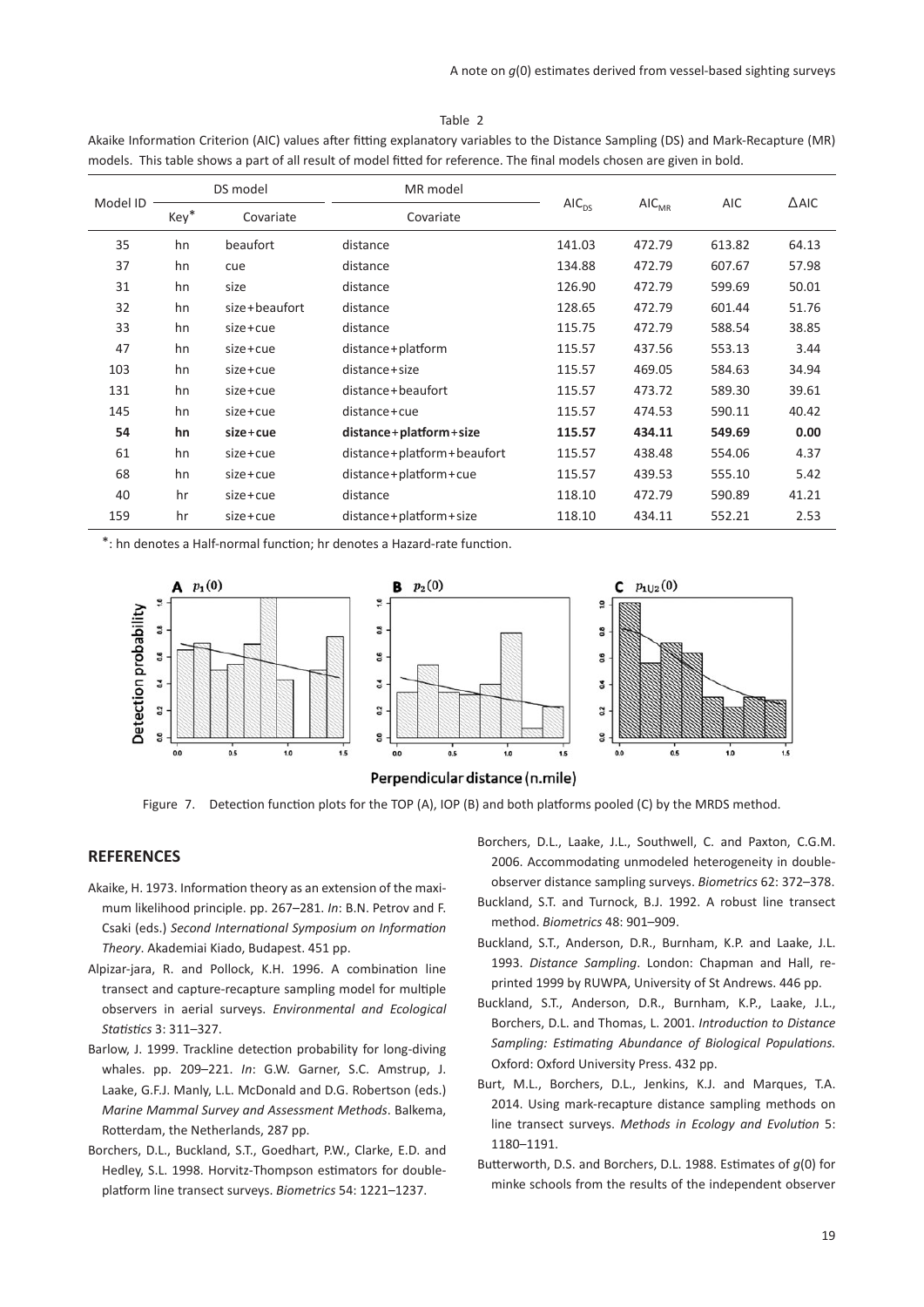Table 2

Akaike Information Criterion (AIC) values after fitting explanatory variables to the Distance Sampling (DS) and Mark-Recapture (MR) models. This table shows a part of all result of model fitted for reference. The final models chosen are given in bold.

| Model ID | DS model | | MR model | $AIC_{DS}$ | $AIC_{MR}$ | AIC | ΔAIC |
|---|---|---|---|---|---|---|---|
| | Key* | Covariate | Covariate | | | | |
| 35 | hn | beaufort | distance | 141.03 | 472.79 | 613.82 | 64.13 |
| 37 | hn | cue | distance | 134.88 | 472.79 | 607.67 | 57.98 |
| 31 | hn | size | distance | 126.90 | 472.79 | 599.69 | 50.01 |
| 32 | hn | size+beaufort | distance | 128.65 | 472.79 | 601.44 | 51.76 |
| 33 | hn | size+cue | distance | 115.75 | 472.79 | 588.54 | 38.85 |
| 47 | hn | size+cue | distance+platform | 115.57 | 437.56 | 553.13 | 3.44 |
| 103 | hn | size+cue | distance+size | 115.57 | 469.05 | 584.63 | 34.94 |
| 131 | hn | size+cue | distance+beaufort | 115.57 | 473.72 | 589.30 | 39.61 |
| 145 | hn | size+cue | distance+cue | 115.57 | 474.53 | 590.11 | 40.42 |
| **54** | **hn** | **size+cue** | **distance+platform+size** | **115.57** | **434.11** | **549.69** | **0.00** |
| 61 | hn | size+cue | distance+platform+beaufort | 115.57 | 438.48 | 554.06 | 4.37 |
| 68 | hn | size+cue | distance+platform+cue | 115.57 | 439.53 | 555.10 | 5.42 |
| 40 | hr | size+cue | distance | 118.10 | 472.79 | 590.89 | 41.21 |
| 159 | hr | size+cue | distance+platform+size | 118.10 | 434.11 | 552.21 | 2.53 |

*: hn denotes a Half-normal function; hr denotes a Hazard-rate function.

Figure 7. Detection function plots for the TOP (A), IOP (B) and both platforms pooled (C) by the MRDS method.

## REFERENCES

Akaike, H. 1973. Information theory as an extension of the maximum likelihood principle. pp. 267–281. *In*: B.N. Petrov and F. Csaki (eds.) *Second International Symposium on Information Theory*. Akademiai Kiado, Budapest. 451 pp.

Alpizar-jara, R. and Pollock, K.H. 1996. A combination line transect and capture-recapture sampling model for multiple observers in aerial surveys. *Environmental and Ecological Statistics* 3: 311–327.

Barlow, J. 1999. Trackline detection probability for long-diving whales. pp. 209–221. *In*: G.W. Garner, S.C. Amstrup, J. Laake, G.F.J. Manly, L.L. McDonald and D.G. Robertson (eds.) *Marine Mammal Survey and Assessment Methods*. Balkema, Rotterdam, the Netherlands, 287 pp.

Borchers, D.L., Buckland, S.T., Goedhart, P.W., Clarke, E.D. and Hedley, S.L. 1998. Horvitz-Thompson estimators for double-platform line transect surveys. *Biometrics* 54: 1221–1237.

Borchers, D.L., Laake, J.L., Southwell, C. and Paxton, C.G.M. 2006. Accommodating unmodeled heterogeneity in double-observer distance sampling surveys. *Biometrics* 62: 372–378.

Buckland, S.T. and Turnock, B.J. 1992. A robust line transect method. *Biometrics* 48: 901–909.

Buckland, S.T., Anderson, D.R., Burnham, K.P. and Laake, J.L. 1993. *Distance Sampling*. London: Chapman and Hall, reprinted 1999 by RUWPA, University of St Andrews. 446 pp.

Buckland, S.T., Anderson, D.R., Burnham, K.P., Laake, J.L., Borchers, D.L. and Thomas, L. 2001. *Introduction to Distance Sampling: Estimating Abundance of Biological Populations.* Oxford: Oxford University Press. 432 pp.

Burt, M.L., Borchers, D.L., Jenkins, K.J. and Marques, T.A. 2014. Using mark-recapture distance sampling methods on line transect surveys. *Methods in Ecology and Evolution* 5: 1180–1191.

Butterworth, D.S. and Borchers, D.L. 1988. Estimates of $g(0)$ for minke schools from the results of the independent observer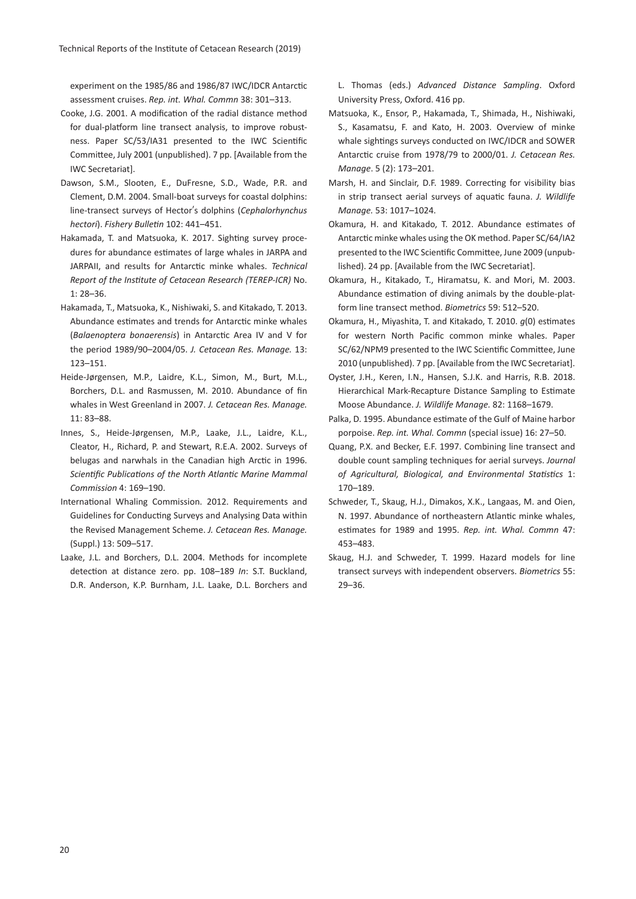experiment on the 1985/86 and 1986/87 IWC/IDCR Antarctic assessment cruises. *Rep. int. Whal. Commn* 38: 301–313.

Cooke, J.G. 2001. A modification of the radial distance method for dual-platform line transect analysis, to improve robustness. Paper SC/53/IA31 presented to the IWC Scientific Committee, July 2001 (unpublished). 7 pp. [Available from the IWC Secretariat].

Dawson, S.M., Slooten, E., DuFresne, S.D., Wade, P.R. and Clement, D.M. 2004. Small-boat surveys for coastal dolphins: line-transect surveys of Hector's dolphins (*Cephalorhynchus hectori*). *Fishery Bulletin* 102: 441–451.

Hakamada, T. and Matsuoka, K. 2017. Sighting survey procedures for abundance estimates of large whales in JARPA and JARPAII, and results for Antarctic minke whales. *Technical Report of the Institute of Cetacean Research (TEREP-ICR)* No. 1: 28–36.

Hakamada, T., Matsuoka, K., Nishiwaki, S. and Kitakado, T. 2013. Abundance estimates and trends for Antarctic minke whales (*Balaenoptera bonaerensis*) in Antarctic Area IV and V for the period 1989/90–2004/05. *J. Cetacean Res. Manage.* 13: 123–151.

Heide-Jørgensen, M.P., Laidre, K.L., Simon, M., Burt, M.L., Borchers, D.L. and Rasmussen, M. 2010. Abundance of fin whales in West Greenland in 2007. *J. Cetacean Res. Manage.* 11: 83–88.

Innes, S., Heide-Jørgensen, M.P., Laake, J.L., Laidre, K.L., Cleator, H., Richard, P. and Stewart, R.E.A. 2002. Surveys of belugas and narwhals in the Canadian high Arctic in 1996. *Scientific Publications of the North Atlantic Marine Mammal Commission* 4: 169–190.

International Whaling Commission. 2012. Requirements and Guidelines for Conducting Surveys and Analysing Data within the Revised Management Scheme. *J. Cetacean Res. Manage.* (Suppl.) 13: 509–517.

Laake, J.L. and Borchers, D.L. 2004. Methods for incomplete detection at distance zero. pp. 108–189 *In*: S.T. Buckland, D.R. Anderson, K.P. Burnham, J.L. Laake, D.L. Borchers and L. Thomas (eds.) *Advanced Distance Sampling*. Oxford University Press, Oxford. 416 pp.

Matsuoka, K., Ensor, P., Hakamada, T., Shimada, H., Nishiwaki, S., Kasamatsu, F. and Kato, H. 2003. Overview of minke whale sightings surveys conducted on IWC/IDCR and SOWER Antarctic cruise from 1978/79 to 2000/01. *J. Cetacean Res. Manage*. 5 (2): 173–201.

Marsh, H. and Sinclair, D.F. 1989. Correcting for visibility bias in strip transect aerial surveys of aquatic fauna. *J. Wildlife Manage.* 53: 1017–1024.

Okamura, H. and Kitakado, T. 2012. Abundance estimates of Antarctic minke whales using the OK method. Paper SC/64/IA2 presented to the IWC Scientific Committee, June 2009 (unpublished). 24 pp. [Available from the IWC Secretariat].

Okamura, H., Kitakado, T., Hiramatsu, K. and Mori, M. 2003. Abundance estimation of diving animals by the double-platform line transect method. *Biometrics* 59: 512–520.

Okamura, H., Miyashita, T. and Kitakado, T. 2010. *g*(0) estimates for western North Pacific common minke whales. Paper SC/62/NPM9 presented to the IWC Scientific Committee, June 2010 (unpublished). 7 pp. [Available from the IWC Secretariat].

Oyster, J.H., Keren, I.N., Hansen, S.J.K. and Harris, R.B. 2018. Hierarchical Mark-Recapture Distance Sampling to Estimate Moose Abundance. *J. Wildlife Manage.* 82: 1168–1679.

Palka, D. 1995. Abundance estimate of the Gulf of Maine harbor porpoise. *Rep. int. Whal. Commn* (special issue) 16: 27–50.

Quang, P.X. and Becker, E.F. 1997. Combining line transect and double count sampling techniques for aerial surveys. *Journal of Agricultural, Biological, and Environmental Statistics* 1: 170–189.

Schweder, T., Skaug, H.J., Dimakos, X.K., Langaas, M. and Oien, N. 1997. Abundance of northeastern Atlantic minke whales, estimates for 1989 and 1995. *Rep. int. Whal. Commn* 47: 453–483.

Skaug, H.J. and Schweder, T. 1999. Hazard models for line transect surveys with independent observers. *Biometrics* 55: 29–36.